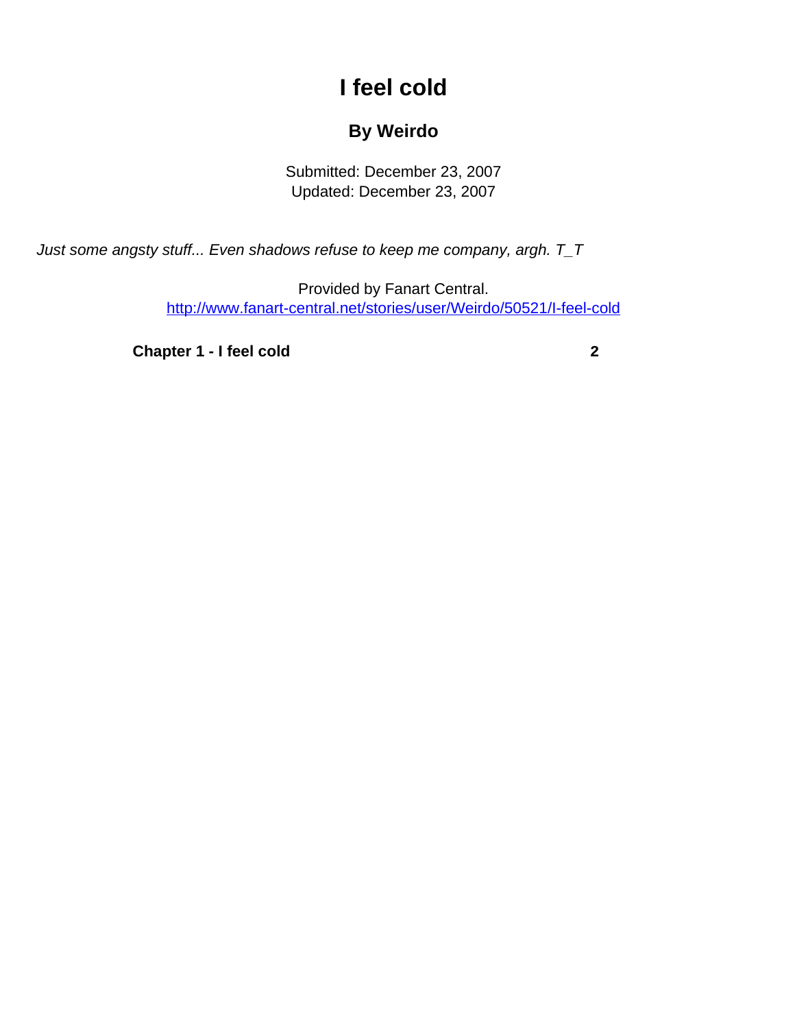# I feel cold

## By Weirdo

Submitted: December 23, 2007
Updated: December 23, 2007

*Just some angsty stuff... Even shadows refuse to keep me company, argh. T_T*

Provided by Fanart Central.
[http://www.fanart-central.net/stories/user/Weirdo/50521/I-feel-cold](http://www.fanart-central.net/stories/user/Weirdo/50521/I-feel-cold)

| | |
|---|---|
| **Chapter 1 - I feel cold** | **2** |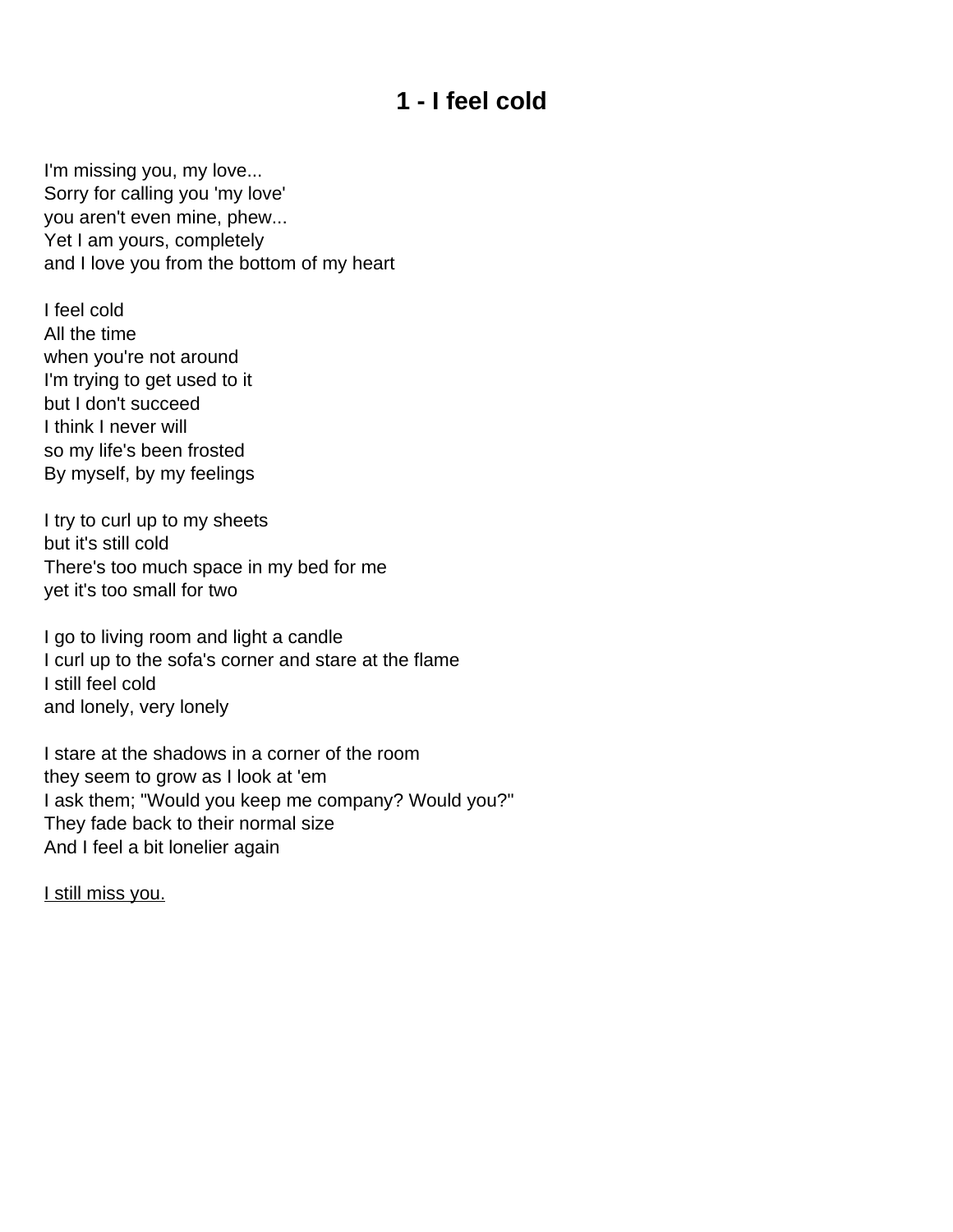# 1 - I feel cold

I'm missing you, my love...
Sorry for calling you 'my love'
you aren't even mine, phew...
Yet I am yours, completely
and I love you from the bottom of my heart

I feel cold
All the time
when you're not around
I'm trying to get used to it
but I don't succeed
I think I never will
so my life's been frosted
By myself, by my feelings

I try to curl up to my sheets
but it's still cold
There's too much space in my bed for me
yet it's too small for two

I go to living room and light a candle
I curl up to the sofa's corner and stare at the flame
I still feel cold
and lonely, very lonely

I stare at the shadows in a corner of the room
they seem to grow as I look at 'em
I ask them; "Would you keep me company? Would you?"
They fade back to their normal size
And I feel a bit lonelier again

<u>I still miss you.</u>